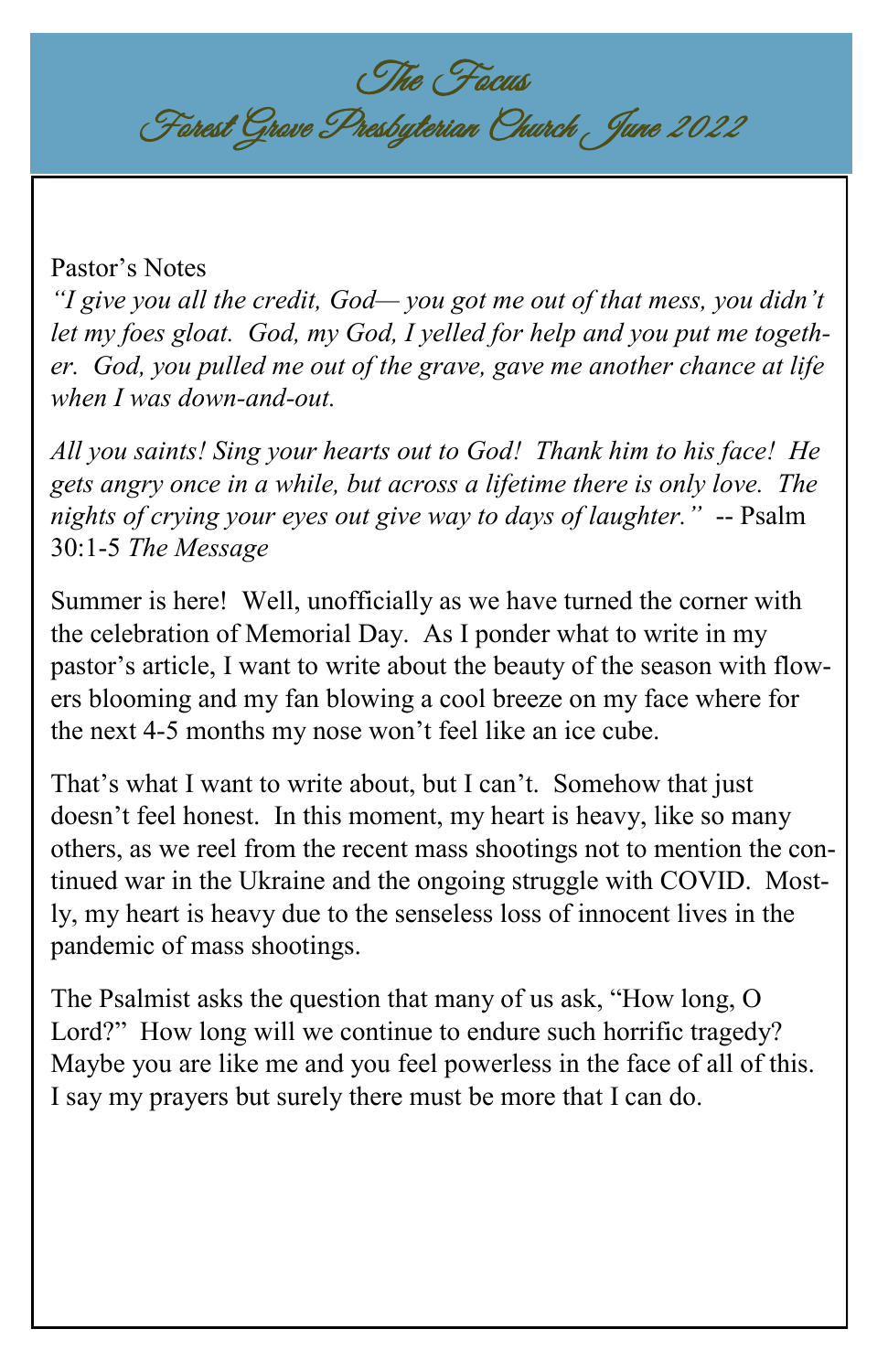# The Focus

## Forest Grove Presbyterian Church June 2022

### Pastor's Notes

*"I give you all the credit, God— you got me out of that mess, you didn't let my foes gloat. God, my God, I yelled for help and you put me together. God, you pulled me out of the grave, gave me another chance at life when I was down-and-out.*

*All you saints! Sing your hearts out to God! Thank him to his face! He gets angry once in a while, but across a lifetime there is only love. The nights of crying your eyes out give way to days of laughter."* -- Psalm 30:1-5 *The Message*

Summer is here! Well, unofficially as we have turned the corner with the celebration of Memorial Day. As I ponder what to write in my pastor's article, I want to write about the beauty of the season with flowers blooming and my fan blowing a cool breeze on my face where for the next 4-5 months my nose won't feel like an ice cube.

That's what I want to write about, but I can't. Somehow that just doesn't feel honest. In this moment, my heart is heavy, like so many others, as we reel from the recent mass shootings not to mention the continued war in the Ukraine and the ongoing struggle with COVID. Mostly, my heart is heavy due to the senseless loss of innocent lives in the pandemic of mass shootings.

The Psalmist asks the question that many of us ask, "How long, O Lord?" How long will we continue to endure such horrific tragedy? Maybe you are like me and you feel powerless in the face of all of this. I say my prayers but surely there must be more that I can do.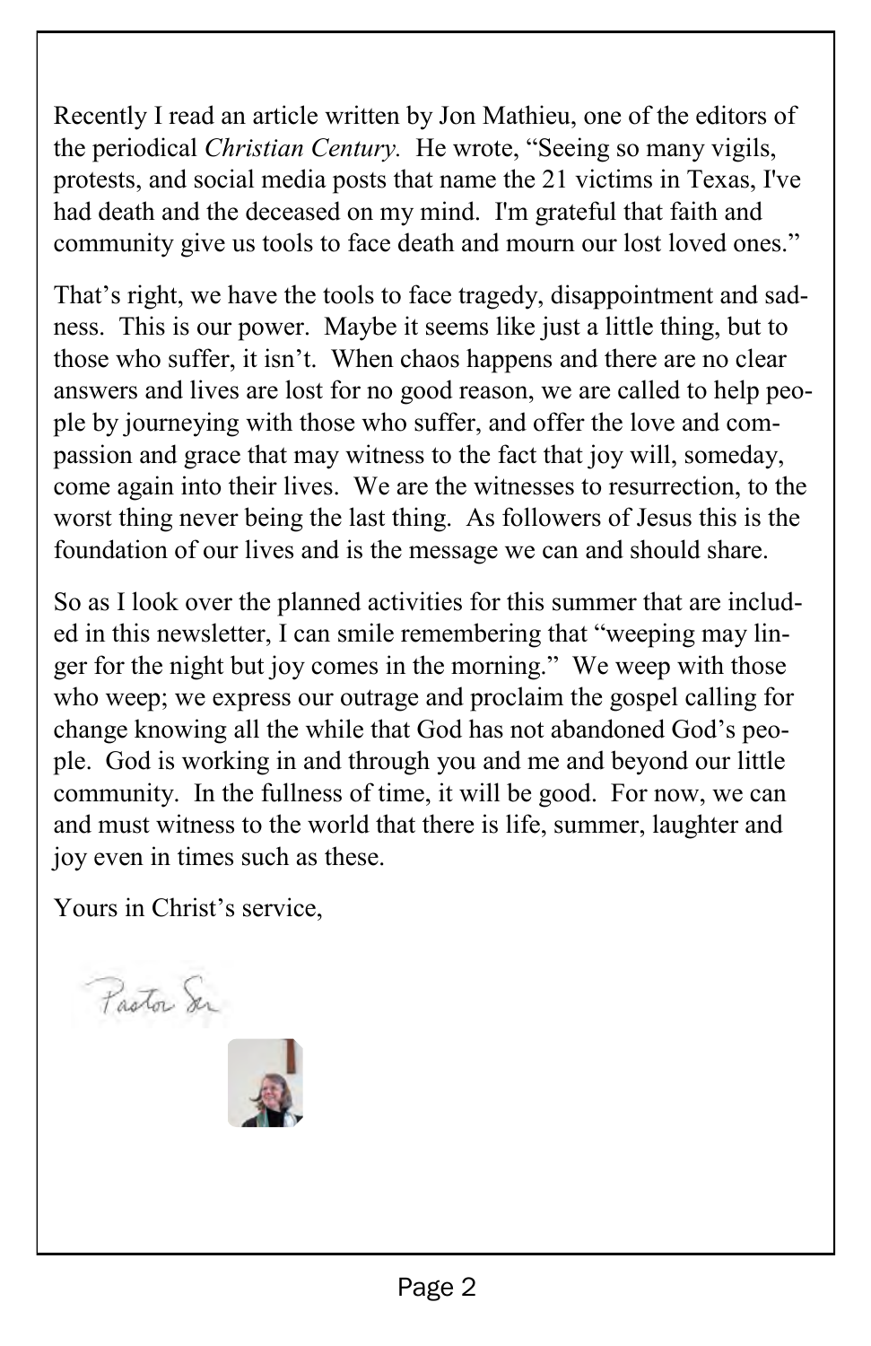Recently I read an article written by Jon Mathieu, one of the editors of the periodical *Christian Century.* He wrote, "Seeing so many vigils, protests, and social media posts that name the 21 victims in Texas, I've had death and the deceased on my mind. I'm grateful that faith and community give us tools to face death and mourn our lost loved ones."

That's right, we have the tools to face tragedy, disappointment and sadness. This is our power. Maybe it seems like just a little thing, but to those who suffer, it isn't. When chaos happens and there are no clear answers and lives are lost for no good reason, we are called to help people by journeying with those who suffer, and offer the love and compassion and grace that may witness to the fact that joy will, someday, come again into their lives. We are the witnesses to resurrection, to the worst thing never being the last thing. As followers of Jesus this is the foundation of our lives and is the message we can and should share.

So as I look over the planned activities for this summer that are included in this newsletter, I can smile remembering that "weeping may linger for the night but joy comes in the morning." We weep with those who weep; we express our outrage and proclaim the gospel calling for change knowing all the while that God has not abandoned God's people. God is working in and through you and me and beyond our little community. In the fullness of time, it will be good. For now, we can and must witness to the world that there is life, summer, laughter and joy even in times such as these.

Yours in Christ's service,

Pastor Sue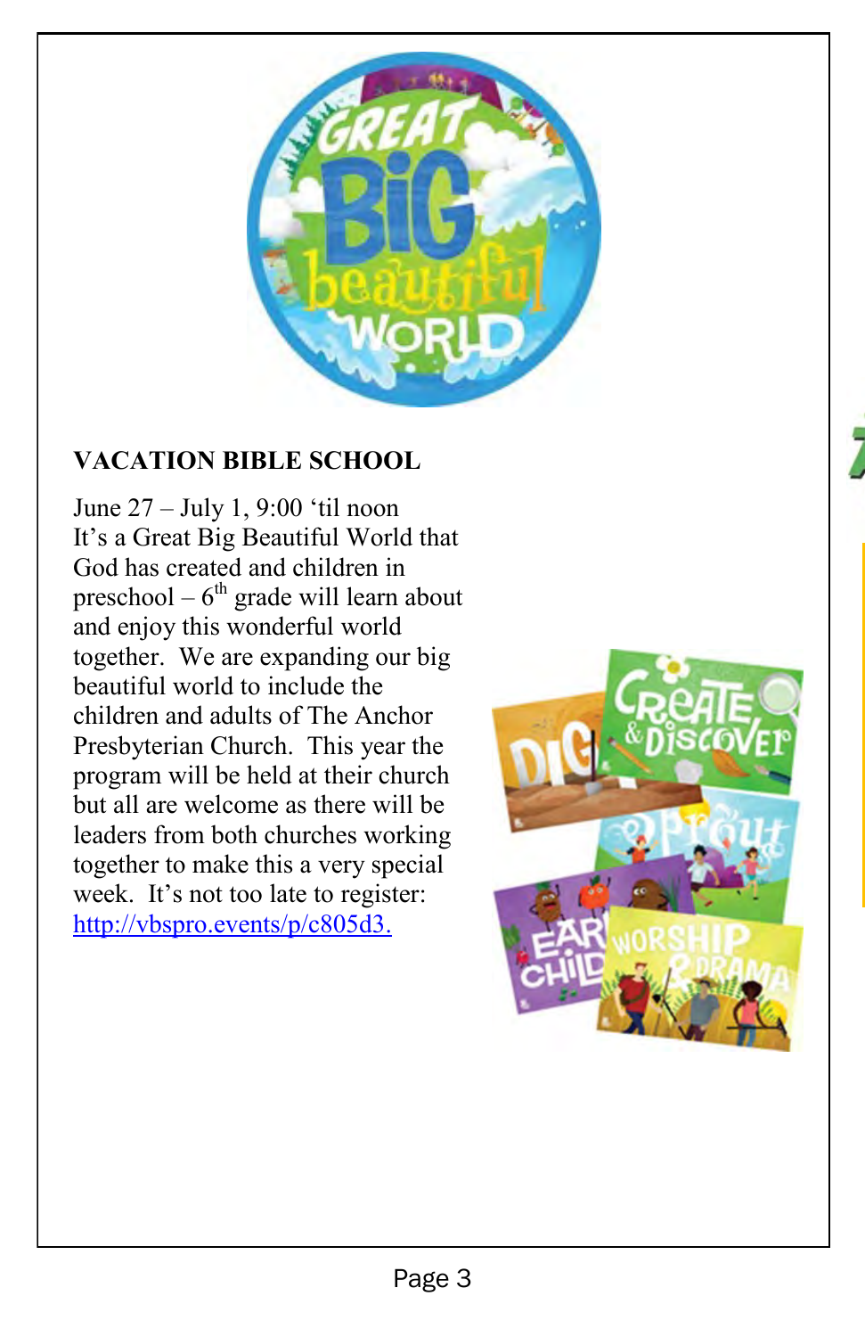**VACATION BIBLE SCHOOL**

June 27 – July 1, 9:00 'til noon
It's a Great Big Beautiful World that God has created and children in preschool – 6th grade will learn about and enjoy this wonderful world together. We are expanding our big beautiful world to include the children and adults of The Anchor Presbyterian Church. This year the program will be held at their church but all are welcome as there will be leaders from both churches working together to make this a very special week. It's not too late to register: [http://vbspro.events/p/c805d3.](http://vbspro.events/p/c805d3)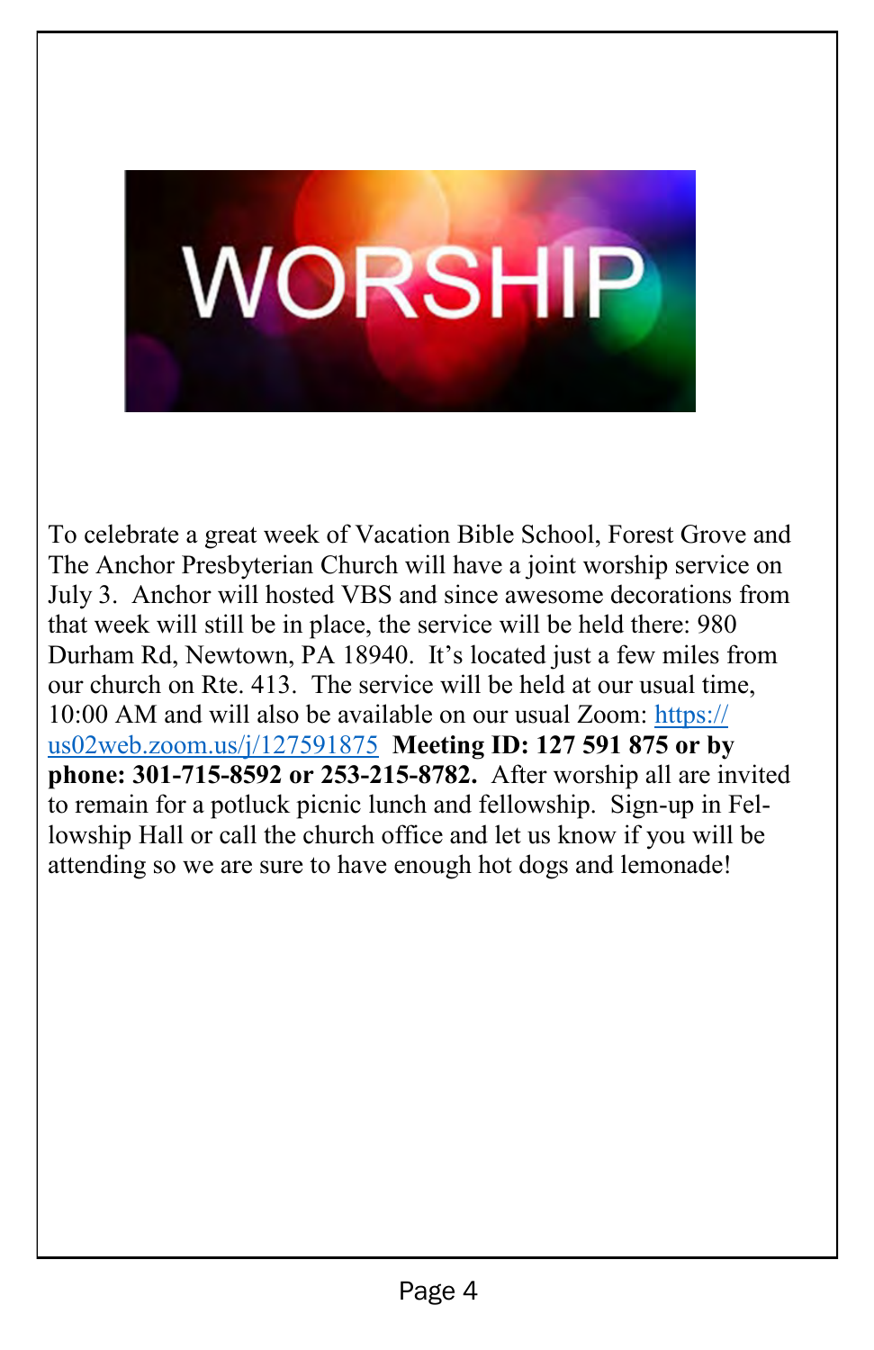# WORSHIP

To celebrate a great week of Vacation Bible School, Forest Grove and The Anchor Presbyterian Church will have a joint worship service on July 3. Anchor will hosted VBS and since awesome decorations from that week will still be in place, the service will be held there: 980 Durham Rd, Newtown, PA 18940. It's located just a few miles from our church on Rte. 413. The service will be held at our usual time, 10:00 AM and will also be available on our usual Zoom: [https://us02web.zoom.us/j/127591875](https://us02web.zoom.us/j/127591875) **Meeting ID: 127 591 875 or by phone: 301-715-8592 or 253-215-8782.** After worship all are invited to remain for a potluck picnic lunch and fellowship. Sign-up in Fellowship Hall or call the church office and let us know if you will be attending so we are sure to have enough hot dogs and lemonade!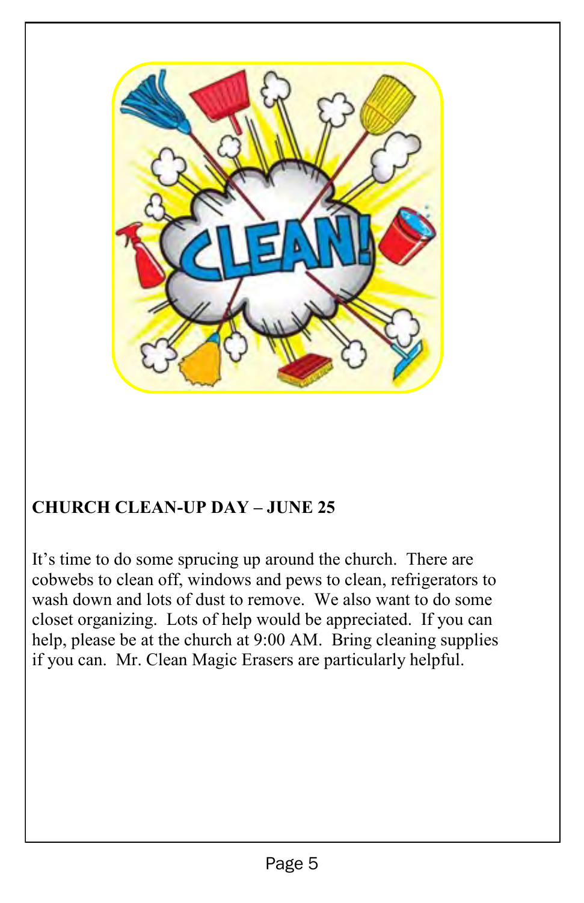**CHURCH CLEAN-UP DAY – JUNE 25**

It's time to do some sprucing up around the church. There are cobwebs to clean off, windows and pews to clean, refrigerators to wash down and lots of dust to remove. We also want to do some closet organizing. Lots of help would be appreciated. If you can help, please be at the church at 9:00 AM. Bring cleaning supplies if you can. Mr. Clean Magic Erasers are particularly helpful.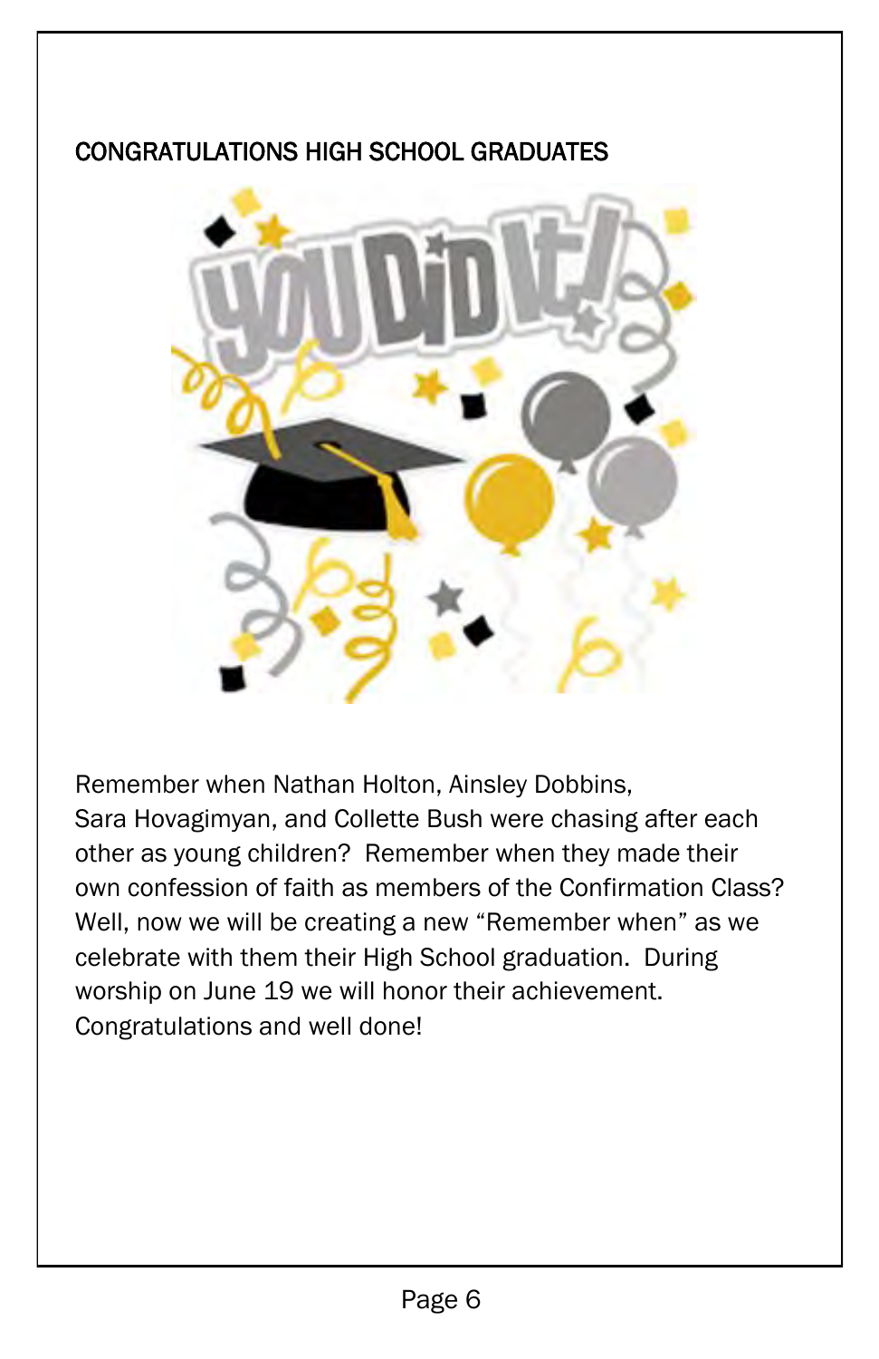## CONGRATULATIONS HIGH SCHOOL GRADUATES

Remember when Nathan Holton, Ainsley Dobbins, Sara Hovagimyan, and Collette Bush were chasing after each other as young children? Remember when they made their own confession of faith as members of the Confirmation Class? Well, now we will be creating a new "Remember when" as we celebrate with them their High School graduation. During worship on June 19 we will honor their achievement. Congratulations and well done!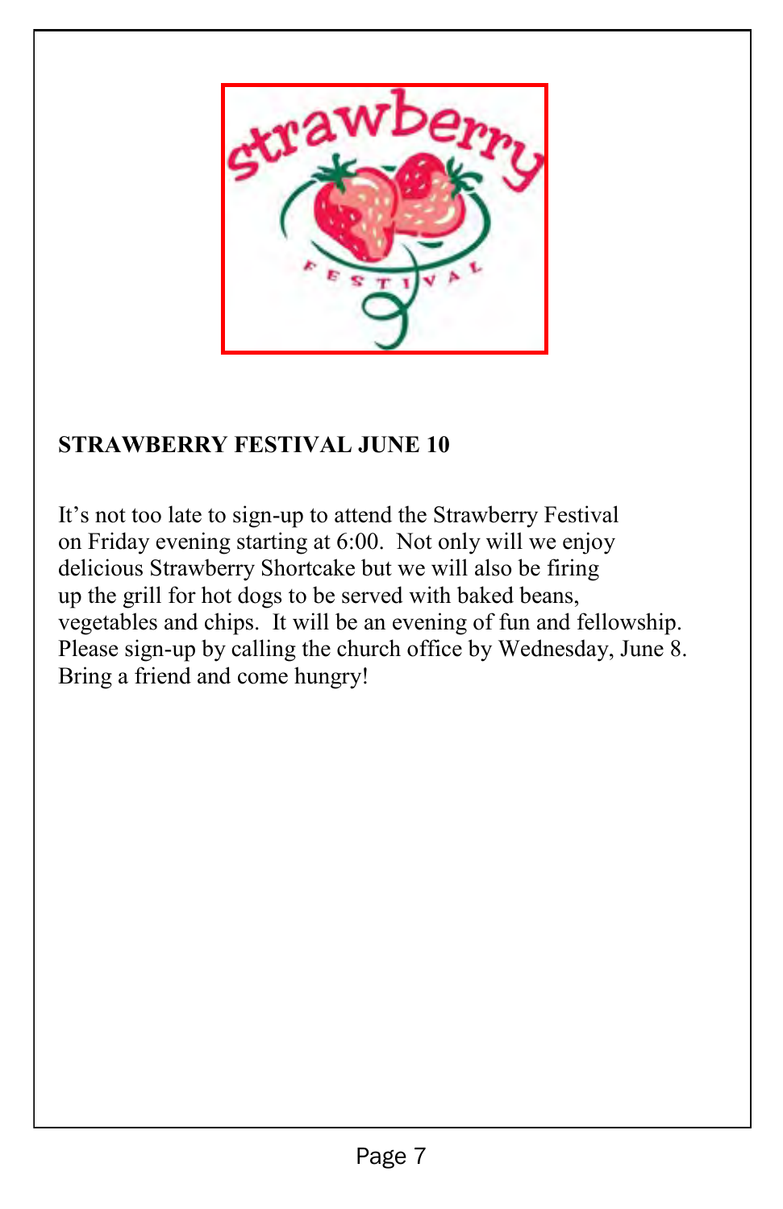**STRAWBERRY FESTIVAL JUNE 10**

It's not too late to sign-up to attend the Strawberry Festival on Friday evening starting at 6:00. Not only will we enjoy delicious Strawberry Shortcake but we will also be firing up the grill for hot dogs to be served with baked beans, vegetables and chips. It will be an evening of fun and fellowship. Please sign-up by calling the church office by Wednesday, June 8. Bring a friend and come hungry!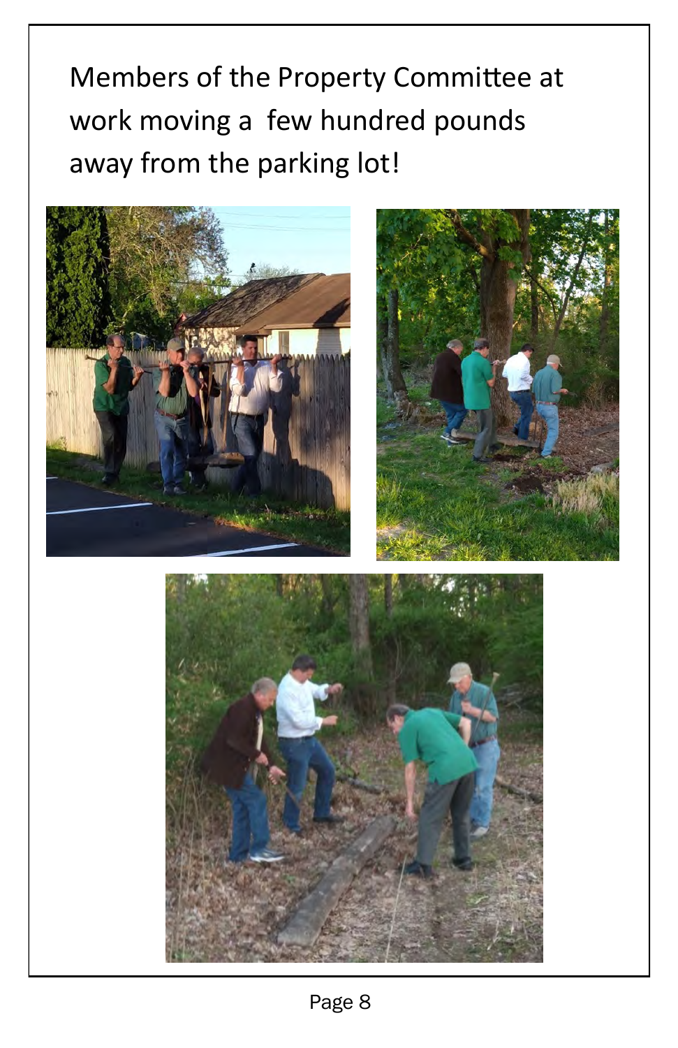Members of the Property Committee at work moving a  few hundred pounds away from the parking lot!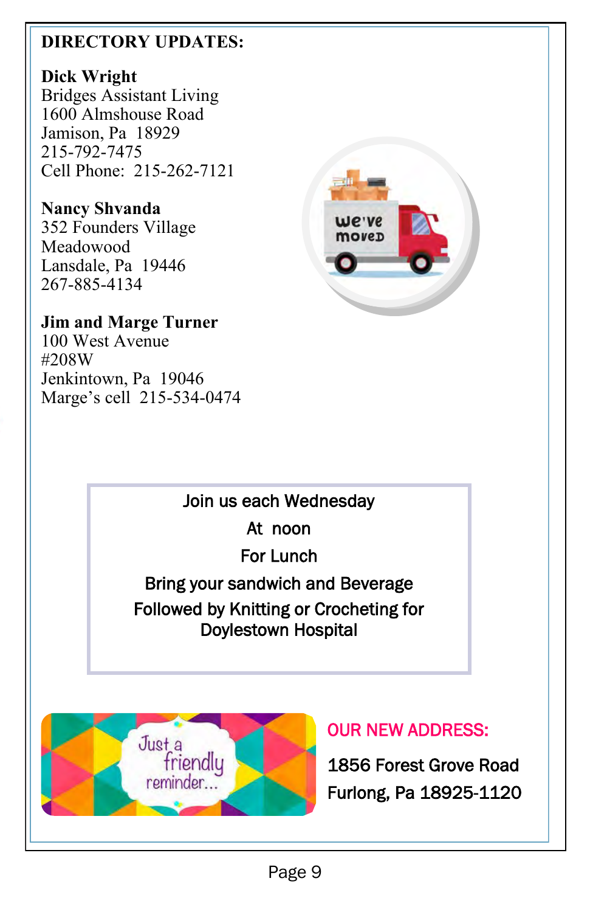## DIRECTORY UPDATES:

**Dick Wright**
Bridges Assistant Living
1600 Almshouse Road
Jamison, Pa 18929
215-792-7475
Cell Phone: 215-262-7121

**Nancy Shvanda**
352 Founders Village
Meadowood
Lansdale, Pa 19446
267-885-4134

**Jim and Marge Turner**
100 West Avenue
#208W
Jenkintown, Pa 19046
Marge's cell 215-534-0474

Join us each Wednesday
At noon
For Lunch
Bring your sandwich and Beverage
Followed by Knitting or Crocheting for Doylestown Hospital

Just a friendly reminder...

**OUR NEW ADDRESS:**

1856 Forest Grove Road
Furlong, Pa 18925-1120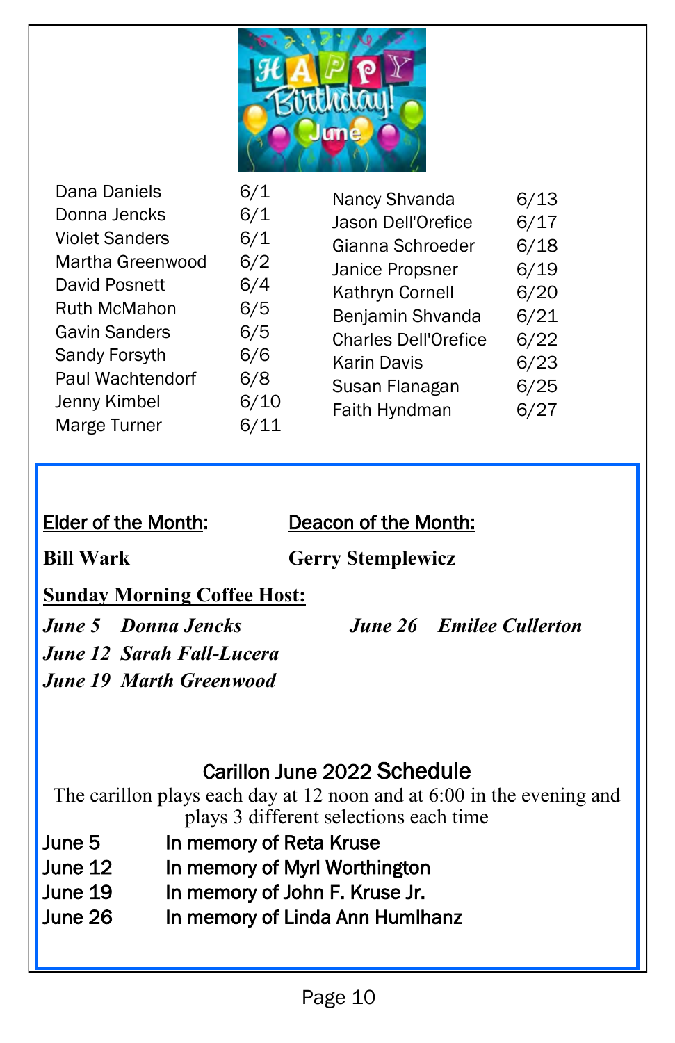# Happy Birthday! June

| Name | Date |
|---|---|
| Dana Daniels | 6/1 |
| Donna Jencks | 6/1 |
| Violet Sanders | 6/1 |
| Martha Greenwood | 6/2 |
| David Posnett | 6/4 |
| Ruth McMahon | 6/5 |
| Gavin Sanders | 6/5 |
| Sandy Forsyth | 6/6 |
| Paul Wachtendorf | 6/8 |
| Jenny Kimbel | 6/10 |
| Marge Turner | 6/11 |
| Nancy Shvanda | 6/13 |
| Jason Dell'Orefice | 6/17 |
| Gianna Schroeder | 6/18 |
| Janice Propsner | 6/19 |
| Kathryn Cornell | 6/20 |
| Benjamin Shvanda | 6/21 |
| Charles Dell'Orefice | 6/22 |
| Karin Davis | 6/23 |
| Susan Flanagan | 6/25 |
| Faith Hyndman | 6/27 |

**Elder of the Month:**

**Bill Wark**

**Deacon of the Month:**

**Gerry Stemplewicz**

**Sunday Morning Coffee Host:**

***June 5 Donna Jencks***
***June 12 Sarah Fall-Lucera***
***June 19 Marth Greenwood***
***June 26 Emilee Cullerton***

## Carillon June 2022 Schedule

The carillon plays each day at 12 noon and at 6:00 in the evening and plays 3 different selections each time

| | |
|---|---|
| June 5 | In memory of Reta Kruse |
| June 12 | In memory of Myrl Worthington |
| June 19 | In memory of John F. Kruse Jr. |
| June 26 | In memory of Linda Ann Humlhanz |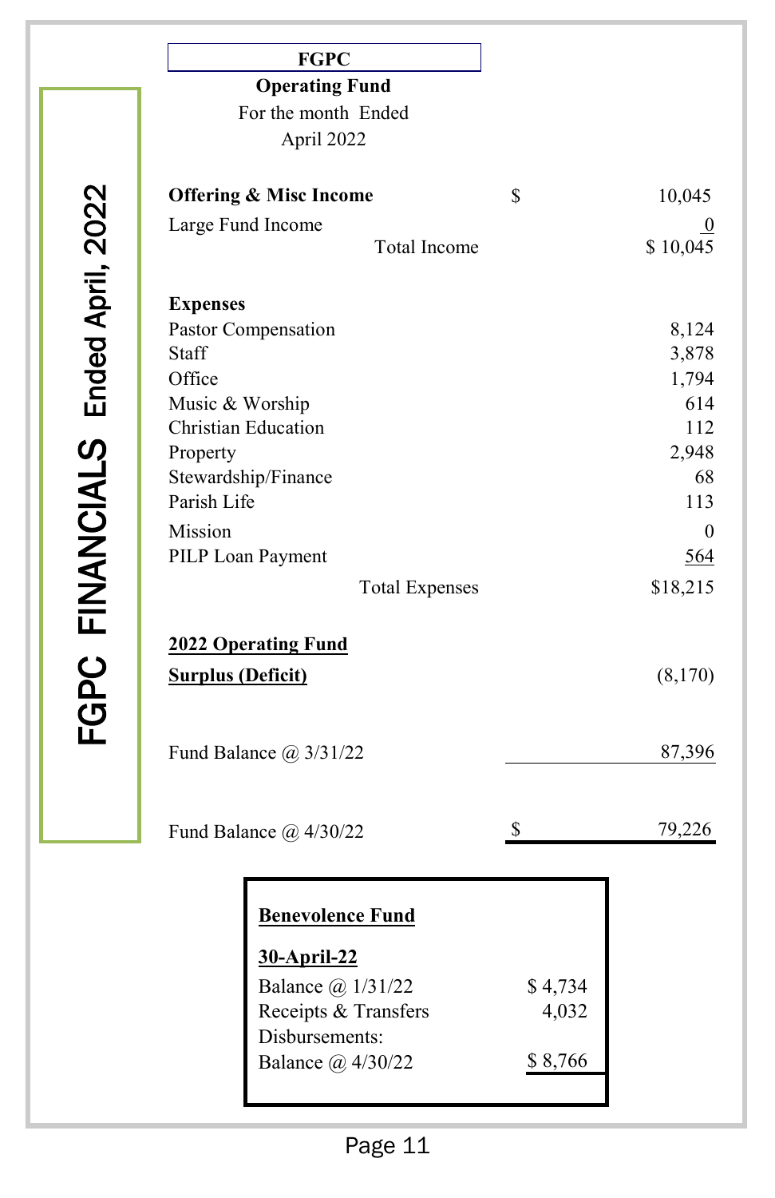FGPC FINANCIALS Ended April, 2022

## FGPC

### Operating Fund

For the month Ended

April 2022

| | | |
|---|---|---|
| **Offering & Misc Income** | $ | 10,045 |
| Large Fund Income | | 0 |
| Total Income | | $ 10,045 |
| | | |
| **Expenses** | | |
| Pastor Compensation | | 8,124 |
| Staff | | 3,878 |
| Office | | 1,794 |
| Music & Worship | | 614 |
| Christian Education | | 112 |
| Property | | 2,948 |
| Stewardship/Finance | | 68 |
| Parish Life | | 113 |
| Mission | | 0 |
| PILP Loan Payment | | 564 |
| Total Expenses | | $18,215 |
| | | |
| **2022 Operating Fund** | | |
| **Surplus (Deficit)** | | (8,170) |
| | | |
| Fund Balance @ 3/31/22 | | 87,396 |
| | | |
| Fund Balance @ 4/30/22 | $ | 79,226 |

**Benevolence Fund**

**30-April-22**

| | |
|---|---|
| Balance @ 1/31/22 | $ 4,734 |
| Receipts & Transfers | 4,032 |
| Disbursements: | |
| Balance @ 4/30/22 | $ 8,766 |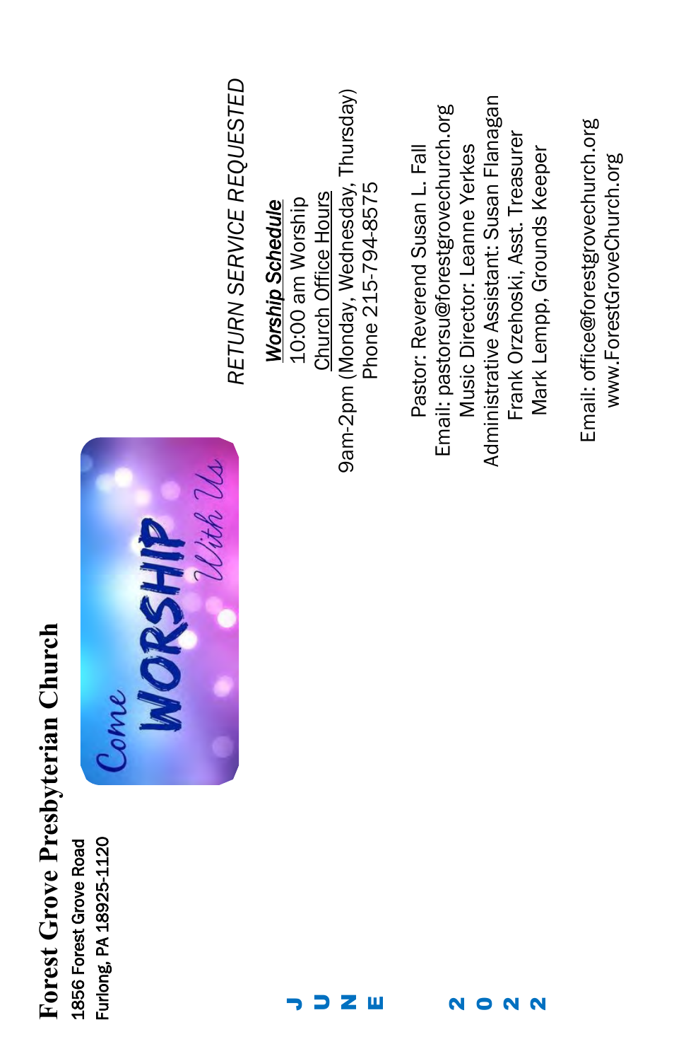**Forest Grove Presbyterian Church**
1856 Forest Grove Road
Furlong, PA 18925-1120

JUNE 2022

Come WORSHIP With Us

*RETURN SERVICE REQUESTED*

***Worship Schedule***
10:00 am Worship
Church Office Hours
9am-2pm (Monday, Wednesday, Thursday)
Phone 215-794-8575

Pastor: Reverend Susan L. Fall
Email: pastorsu@forestgrovechurch.org
Music Director: Leanne Yerkes
Administrative Assistant: Susan Flanagan
Frank Orzehoski, Asst. Treasurer
Mark Lempp, Grounds Keeper

Email: office@forestgrovechurch.org
www.ForestGroveChurch.org